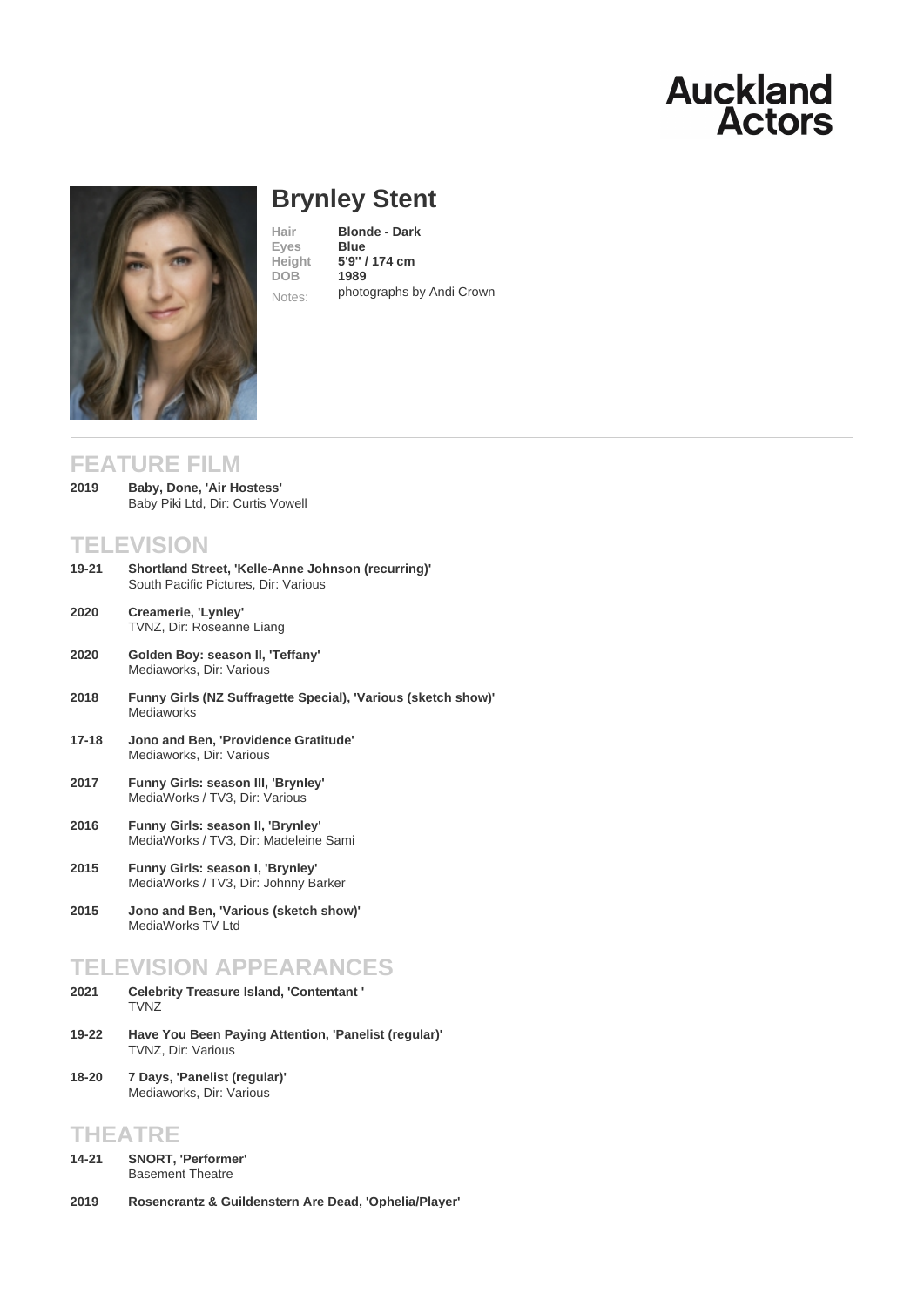# Auckland Actors

## Brynley Stent

| | |
|---|---|
| Hair | **Blonde - Dark** |
| Eyes | **Blue** |
| Height | **5'9'' / 174 cm** |
| DOB | **1989** |
| Notes: | photographs by Andi Crown |

## FEATURE FILM

**2019** **Baby, Done, 'Air Hostess'**
Baby Piki Ltd, Dir: Curtis Vowell

## TELEVISION

**19-21** **Shortland Street, 'Kelle-Anne Johnson (recurring)'**
South Pacific Pictures, Dir: Various

**2020** **Creamerie, 'Lynley'**
TVNZ, Dir: Roseanne Liang

**2020** **Golden Boy: season II, 'Teffany'**
Mediaworks, Dir: Various

**2018** **Funny Girls (NZ Suffragette Special), 'Various (sketch show)'**
Mediaworks

**17-18** **Jono and Ben, 'Providence Gratitude'**
Mediaworks, Dir: Various

**2017** **Funny Girls: season III, 'Brynley'**
MediaWorks / TV3, Dir: Various

**2016** **Funny Girls: season II, 'Brynley'**
MediaWorks / TV3, Dir: Madeleine Sami

**2015** **Funny Girls: season I, 'Brynley'**
MediaWorks / TV3, Dir: Johnny Barker

**2015** **Jono and Ben, 'Various (sketch show)'**
MediaWorks TV Ltd

## TELEVISION APPEARANCES

**2021** **Celebrity Treasure Island, 'Contentant '**
TVNZ

**19-22** **Have You Been Paying Attention, 'Panelist (regular)'**
TVNZ, Dir: Various

**18-20** **7 Days, 'Panelist (regular)'**
Mediaworks, Dir: Various

## THEATRE

**14-21** **SNORT, 'Performer'**
Basement Theatre

**2019** **Rosencrantz & Guildenstern Are Dead, 'Ophelia/Player'**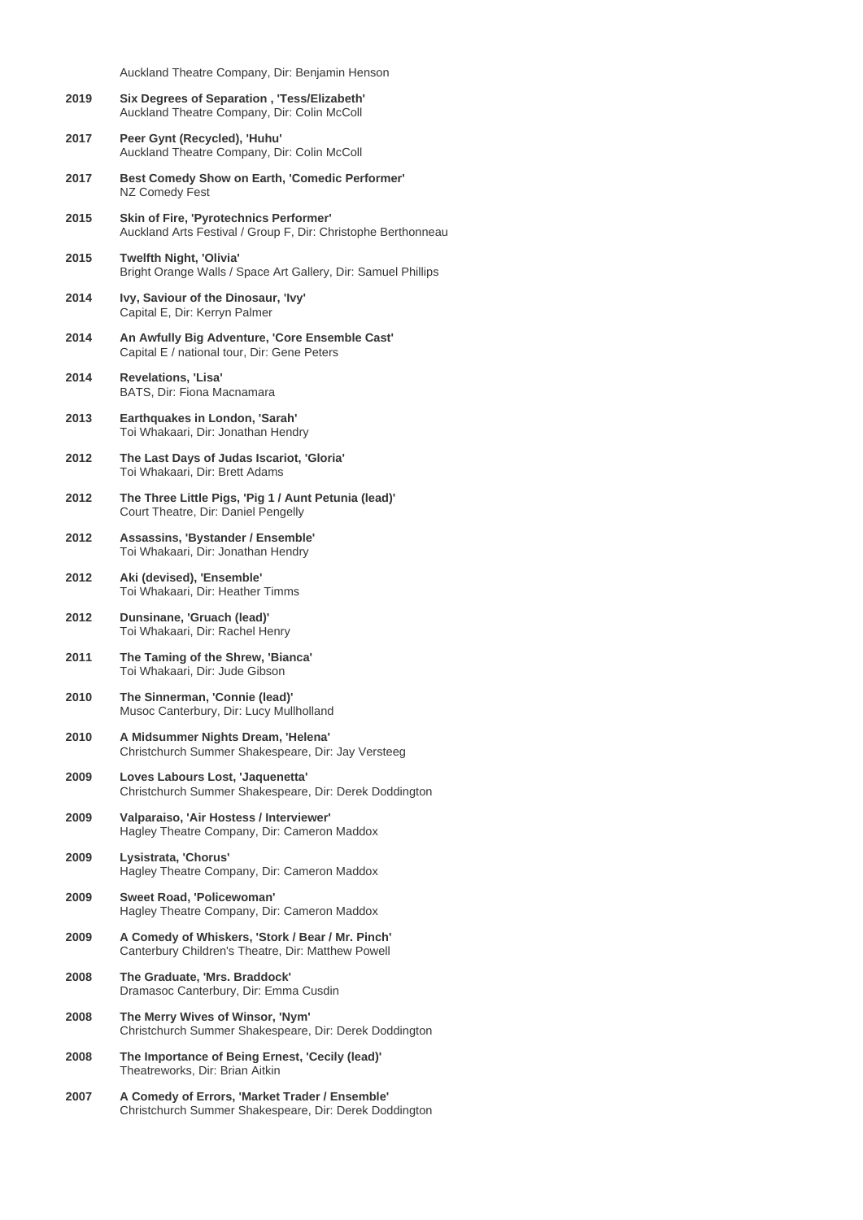Auckland Theatre Company, Dir: Benjamin Henson

**2019** **Six Degrees of Separation , 'Tess/Elizabeth'**
Auckland Theatre Company, Dir: Colin McColl

**2017** **Peer Gynt (Recycled), 'Huhu'**
Auckland Theatre Company, Dir: Colin McColl

**2017** **Best Comedy Show on Earth, 'Comedic Performer'**
NZ Comedy Fest

**2015** **Skin of Fire, 'Pyrotechnics Performer'**
Auckland Arts Festival / Group F, Dir: Christophe Berthonneau

**2015** **Twelfth Night, 'Olivia'**
Bright Orange Walls / Space Art Gallery, Dir: Samuel Phillips

**2014** **Ivy, Saviour of the Dinosaur, 'Ivy'**
Capital E, Dir: Kerryn Palmer

**2014** **An Awfully Big Adventure, 'Core Ensemble Cast'**
Capital E / national tour, Dir: Gene Peters

**2014** **Revelations, 'Lisa'**
BATS, Dir: Fiona Macnamara

**2013** **Earthquakes in London, 'Sarah'**
Toi Whakaari, Dir: Jonathan Hendry

**2012** **The Last Days of Judas Iscariot, 'Gloria'**
Toi Whakaari, Dir: Brett Adams

**2012** **The Three Little Pigs, 'Pig 1 / Aunt Petunia (lead)'**
Court Theatre, Dir: Daniel Pengelly

**2012** **Assassins, 'Bystander / Ensemble'**
Toi Whakaari, Dir: Jonathan Hendry

**2012** **Aki (devised), 'Ensemble'**
Toi Whakaari, Dir: Heather Timms

**2012** **Dunsinane, 'Gruach (lead)'**
Toi Whakaari, Dir: Rachel Henry

**2011** **The Taming of the Shrew, 'Bianca'**
Toi Whakaari, Dir: Jude Gibson

**2010** **The Sinnerman, 'Connie (lead)'**
Musoc Canterbury, Dir: Lucy Mullholland

**2010** **A Midsummer Nights Dream, 'Helena'**
Christchurch Summer Shakespeare, Dir: Jay Versteeg

**2009** **Loves Labours Lost, 'Jaquenetta'**
Christchurch Summer Shakespeare, Dir: Derek Doddington

**2009** **Valparaiso, 'Air Hostess / Interviewer'**
Hagley Theatre Company, Dir: Cameron Maddox

**2009** **Lysistrata, 'Chorus'**
Hagley Theatre Company, Dir: Cameron Maddox

**2009** **Sweet Road, 'Policewoman'**
Hagley Theatre Company, Dir: Cameron Maddox

**2009** **A Comedy of Whiskers, 'Stork / Bear / Mr. Pinch'**
Canterbury Children's Theatre, Dir: Matthew Powell

**2008** **The Graduate, 'Mrs. Braddock'**
Dramasoc Canterbury, Dir: Emma Cusdin

**2008** **The Merry Wives of Winsor, 'Nym'**
Christchurch Summer Shakespeare, Dir: Derek Doddington

**2008** **The Importance of Being Ernest, 'Cecily (lead)'**
Theatreworks, Dir: Brian Aitkin

**2007** **A Comedy of Errors, 'Market Trader / Ensemble'**
Christchurch Summer Shakespeare, Dir: Derek Doddington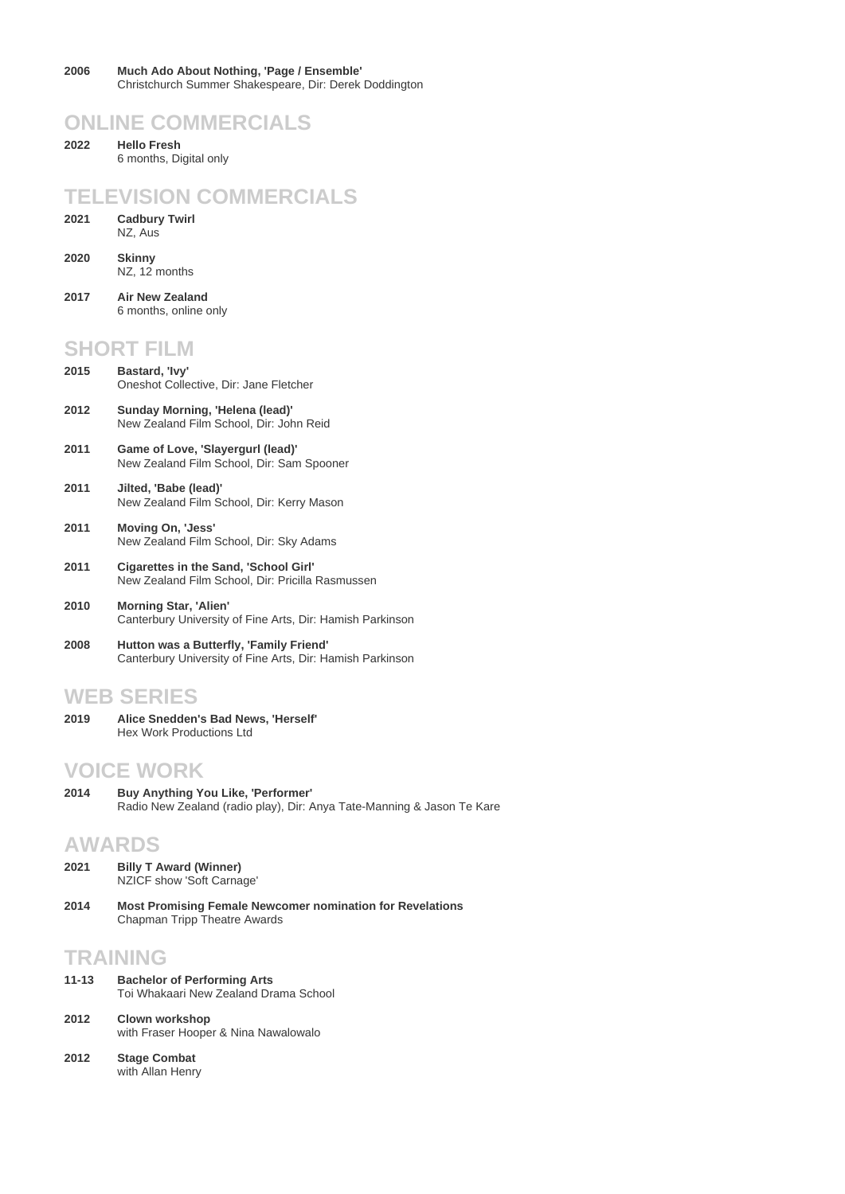**2006** **Much Ado About Nothing, 'Page / Ensemble'**
Christchurch Summer Shakespeare, Dir: Derek Doddington

## ONLINE COMMERCIALS

**2022** **Hello Fresh**
6 months, Digital only

## TELEVISION COMMERCIALS

**2021** **Cadbury Twirl**
NZ, Aus

**2020** **Skinny**
NZ, 12 months

**2017** **Air New Zealand**
6 months, online only

## SHORT FILM

**2015** **Bastard, 'Ivy'**
Oneshot Collective, Dir: Jane Fletcher

**2012** **Sunday Morning, 'Helena (lead)'**
New Zealand Film School, Dir: John Reid

**2011** **Game of Love, 'Slayergurl (lead)'**
New Zealand Film School, Dir: Sam Spooner

**2011** **Jilted, 'Babe (lead)'**
New Zealand Film School, Dir: Kerry Mason

**2011** **Moving On, 'Jess'**
New Zealand Film School, Dir: Sky Adams

**2011** **Cigarettes in the Sand, 'School Girl'**
New Zealand Film School, Dir: Pricilla Rasmussen

**2010** **Morning Star, 'Alien'**
Canterbury University of Fine Arts, Dir: Hamish Parkinson

**2008** **Hutton was a Butterfly, 'Family Friend'**
Canterbury University of Fine Arts, Dir: Hamish Parkinson

## WEB SERIES

**2019** **Alice Snedden's Bad News, 'Herself'**
Hex Work Productions Ltd

## VOICE WORK

**2014** **Buy Anything You Like, 'Performer'**
Radio New Zealand (radio play), Dir: Anya Tate-Manning & Jason Te Kare

## AWARDS

**2021** **Billy T Award (Winner)**
NZICF show 'Soft Carnage'

**2014** **Most Promising Female Newcomer nomination for Revelations**
Chapman Tripp Theatre Awards

## TRAINING

**11-13** **Bachelor of Performing Arts**
Toi Whakaari New Zealand Drama School

**2012** **Clown workshop**
with Fraser Hooper & Nina Nawalowalo

**2012** **Stage Combat**
with Allan Henry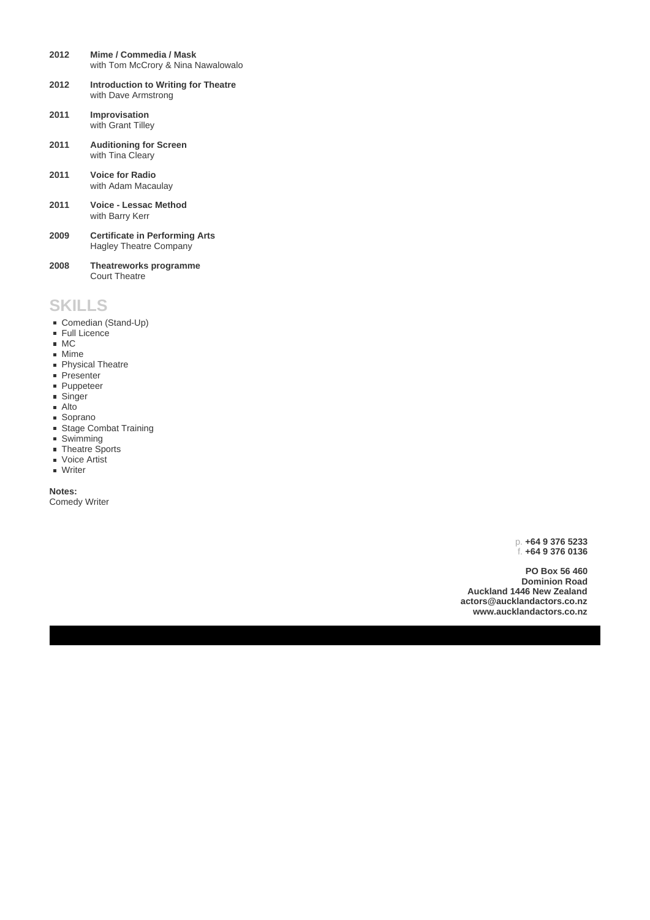**2012** **Mime / Commedia / Mask**
with Tom McCrory & Nina Nawalowalo

**2012** **Introduction to Writing for Theatre**
with Dave Armstrong

**2011** **Improvisation**
with Grant Tilley

**2011** **Auditioning for Screen**
with Tina Cleary

**2011** **Voice for Radio**
with Adam Macaulay

**2011** **Voice - Lessac Method**
with Barry Kerr

**2009** **Certificate in Performing Arts**
Hagley Theatre Company

**2008** **Theatreworks programme**
Court Theatre

## SKILLS

- Comedian (Stand-Up)
- Full Licence
- MC
- Mime
- Physical Theatre
- Presenter
- Puppeteer
- Singer
- Alto
- Soprano
- Stage Combat Training
- Swimming
- Theatre Sports
- Voice Artist
- Writer

**Notes:**
Comedy Writer

p. **+64 9 376 5233**
f. **+64 9 376 0136**

**PO Box 56 460**
**Dominion Road**
**Auckland 1446 New Zealand**
**actors@aucklandactors.co.nz**
**www.aucklandactors.co.nz**